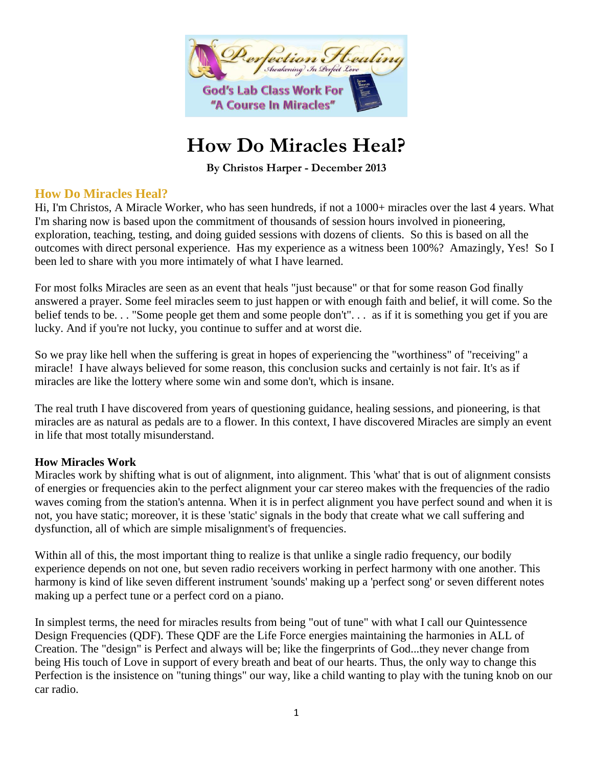# How Do Miracles Heal?

**By Christos Harper - December 2013**

## How Do Miracles Heal?

Hi, I'm Christos, A Miracle Worker, who has seen hundreds, if not a 1000+ miracles over the last 4 years. What I'm sharing now is based upon the commitment of thousands of session hours involved in pioneering, exploration, teaching, testing, and doing guided sessions with dozens of clients. So this is based on all the outcomes with direct personal experience. Has my experience as a witness been 100%? Amazingly, Yes! So I been led to share with you more intimately of what I have learned.

For most folks Miracles are seen as an event that heals "just because" or that for some reason God finally answered a prayer. Some feel miracles seem to just happen or with enough faith and belief, it will come. So the belief tends to be. . . "Some people get them and some people don't". . . as if it is something you get if you are lucky. And if you're not lucky, you continue to suffer and at worst die.

So we pray like hell when the suffering is great in hopes of experiencing the "worthiness" of "receiving" a miracle! I have always believed for some reason, this conclusion sucks and certainly is not fair. It's as if miracles are like the lottery where some win and some don't, which is insane.

The real truth I have discovered from years of questioning guidance, healing sessions, and pioneering, is that miracles are as natural as pedals are to a flower. In this context, I have discovered Miracles are simply an event in life that most totally misunderstand.

### How Miracles Work

Miracles work by shifting what is out of alignment, into alignment. This 'what' that is out of alignment consists of energies or frequencies akin to the perfect alignment your car stereo makes with the frequencies of the radio waves coming from the station's antenna. When it is in perfect alignment you have perfect sound and when it is not, you have static; moreover, it is these 'static' signals in the body that create what we call suffering and dysfunction, all of which are simple misalignment's of frequencies.

Within all of this, the most important thing to realize is that unlike a single radio frequency, our bodily experience depends on not one, but seven radio receivers working in perfect harmony with one another. This harmony is kind of like seven different instrument 'sounds' making up a 'perfect song' or seven different notes making up a perfect tune or a perfect cord on a piano.

In simplest terms, the need for miracles results from being "out of tune" with what I call our Quintessence Design Frequencies (QDF). These QDF are the Life Force energies maintaining the harmonies in ALL of Creation. The "design" is Perfect and always will be; like the fingerprints of God...they never change from being His touch of Love in support of every breath and beat of our hearts. Thus, the only way to change this Perfection is the insistence on "tuning things" our way, like a child wanting to play with the tuning knob on our car radio.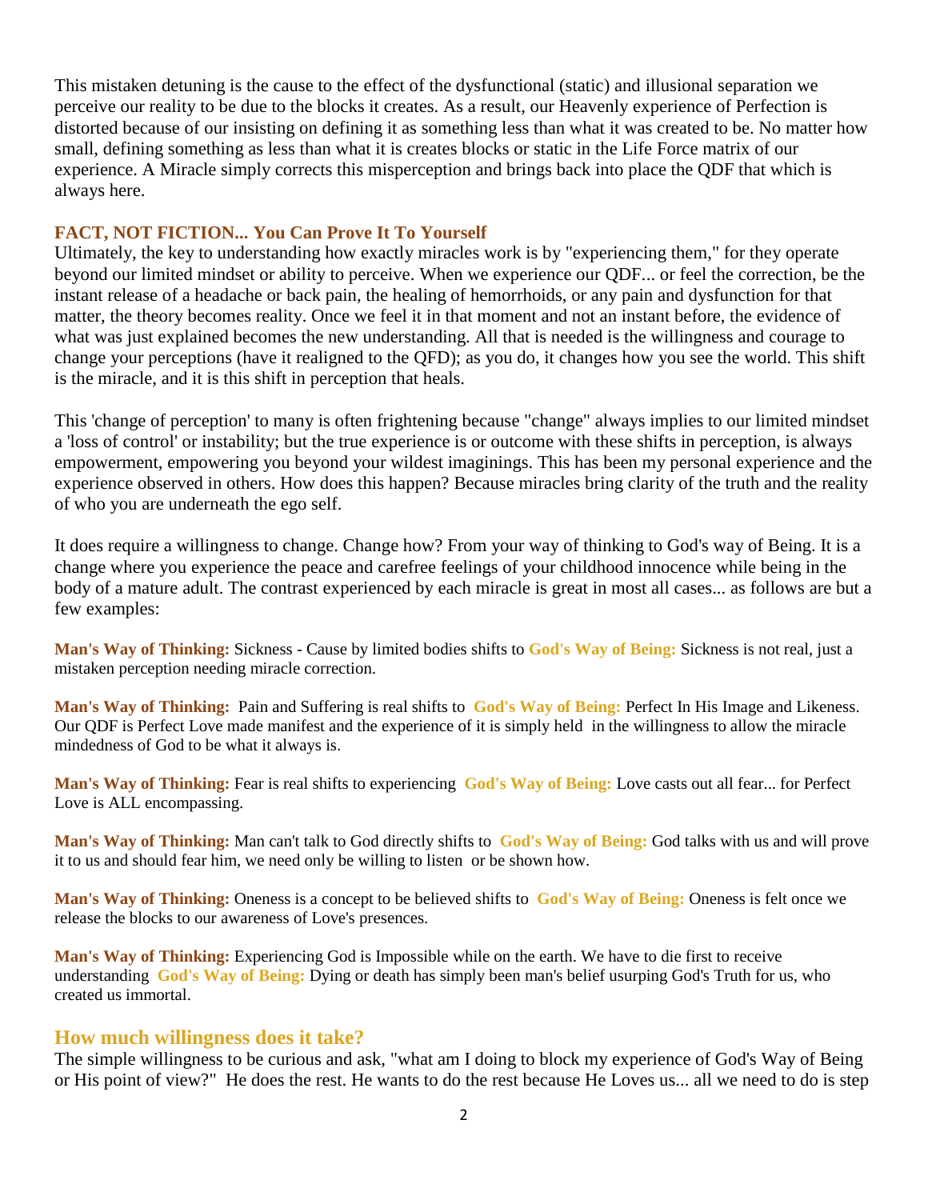This mistaken detuning is the cause to the effect of the dysfunctional (static) and illusional separation we perceive our reality to be due to the blocks it creates. As a result, our Heavenly experience of Perfection is distorted because of our insisting on defining it as something less than what it was created to be. No matter how small, defining something as less than what it is creates blocks or static in the Life Force matrix of our experience. A Miracle simply corrects this misperception and brings back into place the QDF that which is always here.

### FACT, NOT FICTION... You Can Prove It To Yourself

Ultimately, the key to understanding how exactly miracles work is by "experiencing them," for they operate beyond our limited mindset or ability to perceive. When we experience our QDF... or feel the correction, be the instant release of a headache or back pain, the healing of hemorrhoids, or any pain and dysfunction for that matter, the theory becomes reality. Once we feel it in that moment and not an instant before, the evidence of what was just explained becomes the new understanding. All that is needed is the willingness and courage to change your perceptions (have it realigned to the QFD); as you do, it changes how you see the world. This shift is the miracle, and it is this shift in perception that heals.

This 'change of perception' to many is often frightening because "change" always implies to our limited mindset a 'loss of control' or instability; but the true experience is or outcome with these shifts in perception, is always empowerment, empowering you beyond your wildest imaginings. This has been my personal experience and the experience observed in others. How does this happen? Because miracles bring clarity of the truth and the reality of who you are underneath the ego self.

It does require a willingness to change. Change how? From your way of thinking to God's way of Being. It is a change where you experience the peace and carefree feelings of your childhood innocence while being in the body of a mature adult. The contrast experienced by each miracle is great in most all cases... as follows are but a few examples:

**Man's Way of Thinking:** Sickness - Cause by limited bodies shifts to **God's Way of Being:** Sickness is not real, just a mistaken perception needing miracle correction.

**Man's Way of Thinking:** Pain and Suffering is real shifts to **God's Way of Being:** Perfect In His Image and Likeness. Our QDF is Perfect Love made manifest and the experience of it is simply held in the willingness to allow the miracle mindedness of God to be what it always is.

**Man's Way of Thinking:** Fear is real shifts to experiencing **God's Way of Being:** Love casts out all fear... for Perfect Love is ALL encompassing.

**Man's Way of Thinking:** Man can't talk to God directly shifts to **God's Way of Being:** God talks with us and will prove it to us and should fear him, we need only be willing to listen or be shown how.

**Man's Way of Thinking:** Oneness is a concept to be believed shifts to **God's Way of Being:** Oneness is felt once we release the blocks to our awareness of Love's presences.

**Man's Way of Thinking:** Experiencing God is Impossible while on the earth. We have to die first to receive understanding **God's Way of Being:** Dying or death has simply been man's belief usurping God's Truth for us, who created us immortal.

### How much willingness does it take?

The simple willingness to be curious and ask, "what am I doing to block my experience of God's Way of Being or His point of view?" He does the rest. He wants to do the rest because He Loves us... all we need to do is step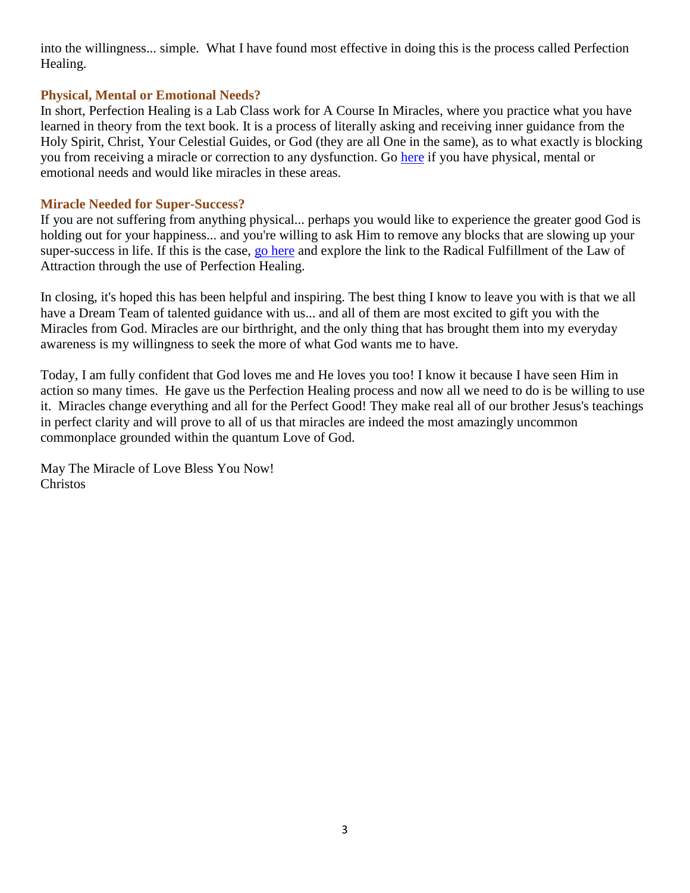into the willingness... simple. What I have found most effective in doing this is the process called Perfection Healing.

### Physical, Mental or Emotional Needs?

In short, Perfection Healing is a Lab Class work for A Course In Miracles, where you practice what you have learned in theory from the text book. It is a process of literally asking and receiving inner guidance from the Holy Spirit, Christ, Your Celestial Guides, or God (they are all One in the same), as to what exactly is blocking you from receiving a miracle or correction to any dysfunction. Go here if you have physical, mental or emotional needs and would like miracles in these areas.

### Miracle Needed for Super-Success?

If you are not suffering from anything physical... perhaps you would like to experience the greater good God is holding out for your happiness... and you're willing to ask Him to remove any blocks that are slowing up your super-success in life. If this is the case, go here and explore the link to the Radical Fulfillment of the Law of Attraction through the use of Perfection Healing.

In closing, it's hoped this has been helpful and inspiring. The best thing I know to leave you with is that we all have a Dream Team of talented guidance with us... and all of them are most excited to gift you with the Miracles from God. Miracles are our birthright, and the only thing that has brought them into my everyday awareness is my willingness to seek the more of what God wants me to have.

Today, I am fully confident that God loves me and He loves you too! I know it because I have seen Him in action so many times. He gave us the Perfection Healing process and now all we need to do is be willing to use it. Miracles change everything and all for the Perfect Good! They make real all of our brother Jesus's teachings in perfect clarity and will prove to all of us that miracles are indeed the most amazingly uncommon commonplace grounded within the quantum Love of God.

May The Miracle of Love Bless You Now!
Christos